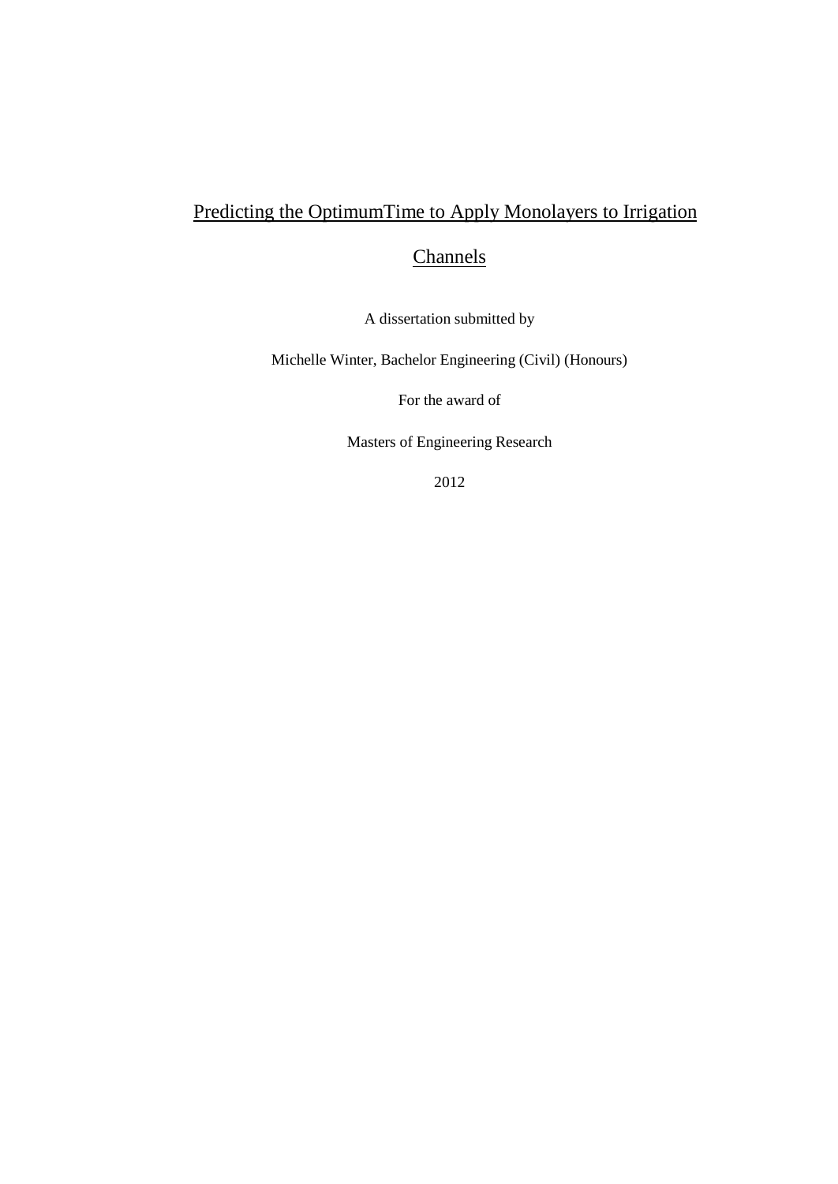# Predicting the OptimumTime to Apply Monolayers to Irrigation Channels

A dissertation submitted by

Michelle Winter, Bachelor Engineering (Civil) (Honours)

For the award of

Masters of Engineering Research

2012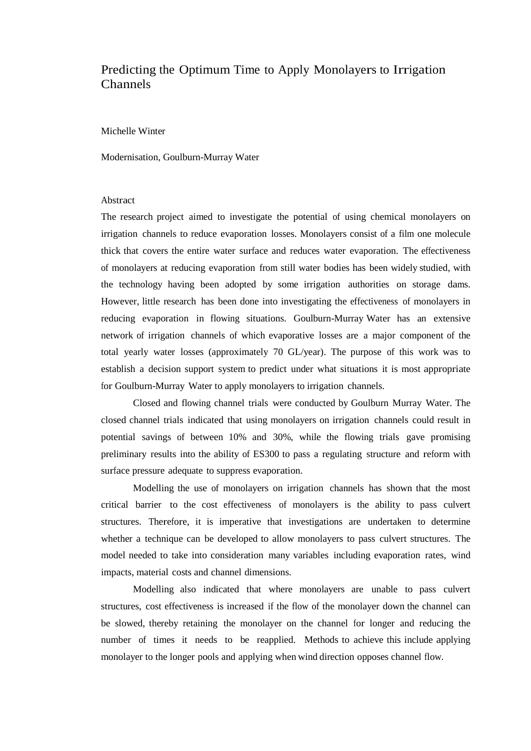# Predicting the Optimum Time to Apply Monolayers to Irrigation Channels

Michelle Winter

Modernisation, Goulburn-Murray Water

## Abstract

The research project aimed to investigate the potential of using chemical monolayers on irrigation channels to reduce evaporation losses. Monolayers consist of a film one molecule thick that covers the entire water surface and reduces water evaporation. The effectiveness of monolayers at reducing evaporation from still water bodies has been widely studied, with the technology having been adopted by some irrigation authorities on storage dams. However, little research has been done into investigating the effectiveness of monolayers in reducing evaporation in flowing situations. Goulburn-Murray Water has an extensive network of irrigation channels of which evaporative losses are a major component of the total yearly water losses (approximately 70 GL/year). The purpose of this work was to establish a decision support system to predict under what situations it is most appropriate for Goulburn-Murray Water to apply monolayers to irrigation channels.

Closed and flowing channel trials were conducted by Goulburn Murray Water. The closed channel trials indicated that using monolayers on irrigation channels could result in potential savings of between 10% and 30%, while the flowing trials gave promising preliminary results into the ability of ES300 to pass a regulating structure and reform with surface pressure adequate to suppress evaporation.

Modelling the use of monolayers on irrigation channels has shown that the most critical barrier to the cost effectiveness of monolayers is the ability to pass culvert structures. Therefore, it is imperative that investigations are undertaken to determine whether a technique can be developed to allow monolayers to pass culvert structures. The model needed to take into consideration many variables including evaporation rates, wind impacts, material costs and channel dimensions.

Modelling also indicated that where monolayers are unable to pass culvert structures, cost effectiveness is increased if the flow of the monolayer down the channel can be slowed, thereby retaining the monolayer on the channel for longer and reducing the number of times it needs to be reapplied. Methods to achieve this include applying monolayer to the longer pools and applying when wind direction opposes channel flow.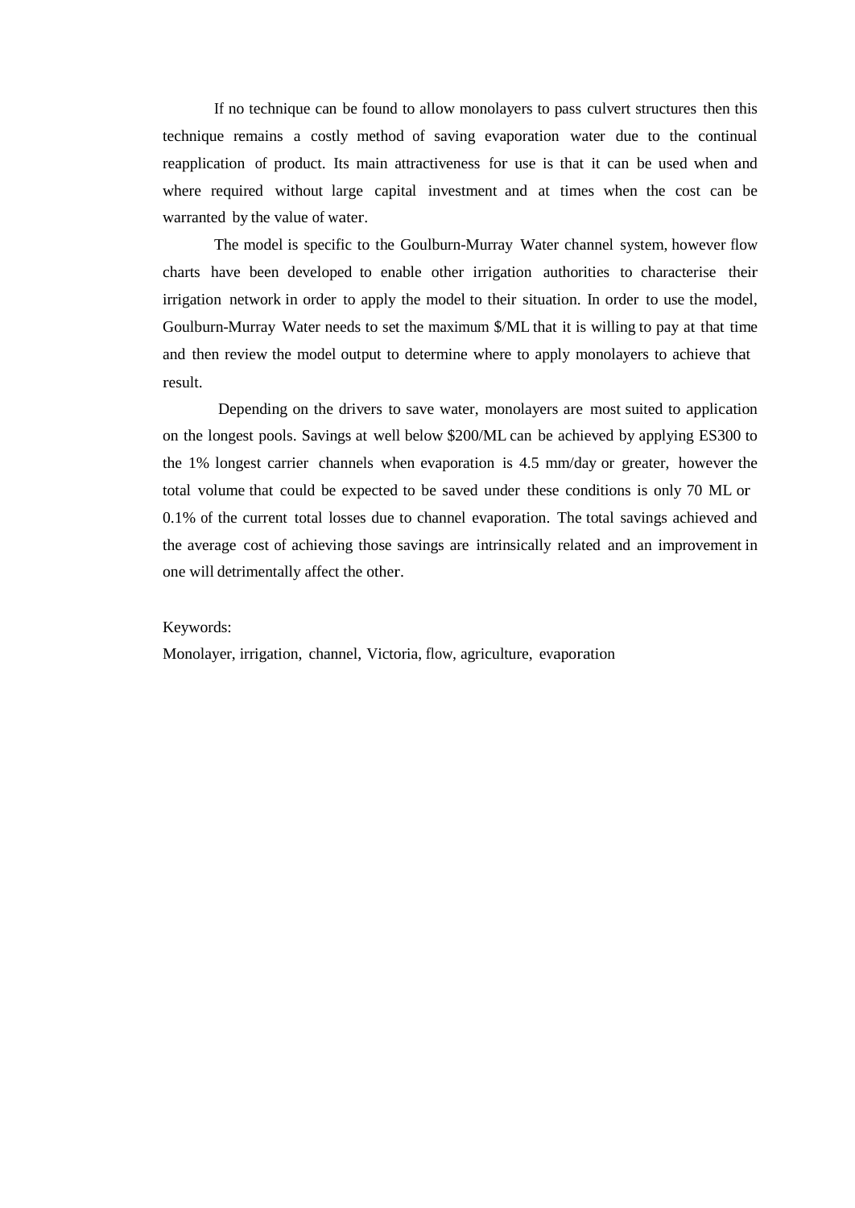If no technique can be found to allow monolayers to pass culvert structures then this technique remains a costly method of saving evaporation water due to the continual reapplication of product. Its main attractiveness for use is that it can be used when and where required without large capital investment and at times when the cost can be warranted by the value of water.

The model is specific to the Goulburn-Murray Water channel system, however flow charts have been developed to enable other irrigation authorities to characterise their irrigation network in order to apply the model to their situation. In order to use the model, Goulburn-Murray Water needs to set the maximum $/ML that it is willing to pay at that time and then review the model output to determine where to apply monolayers to achieve that result.

Depending on the drivers to save water, monolayers are most suited to application on the longest pools. Savings at well below $200/ML can be achieved by applying ES300 to the 1% longest carrier channels when evaporation is 4.5 mm/day or greater, however the total volume that could be expected to be saved under these conditions is only 70 ML or 0.1% of the current total losses due to channel evaporation. The total savings achieved and the average cost of achieving those savings are intrinsically related and an improvement in one will detrimentally affect the other.

Keywords:
Monolayer, irrigation, channel, Victoria, flow, agriculture, evaporation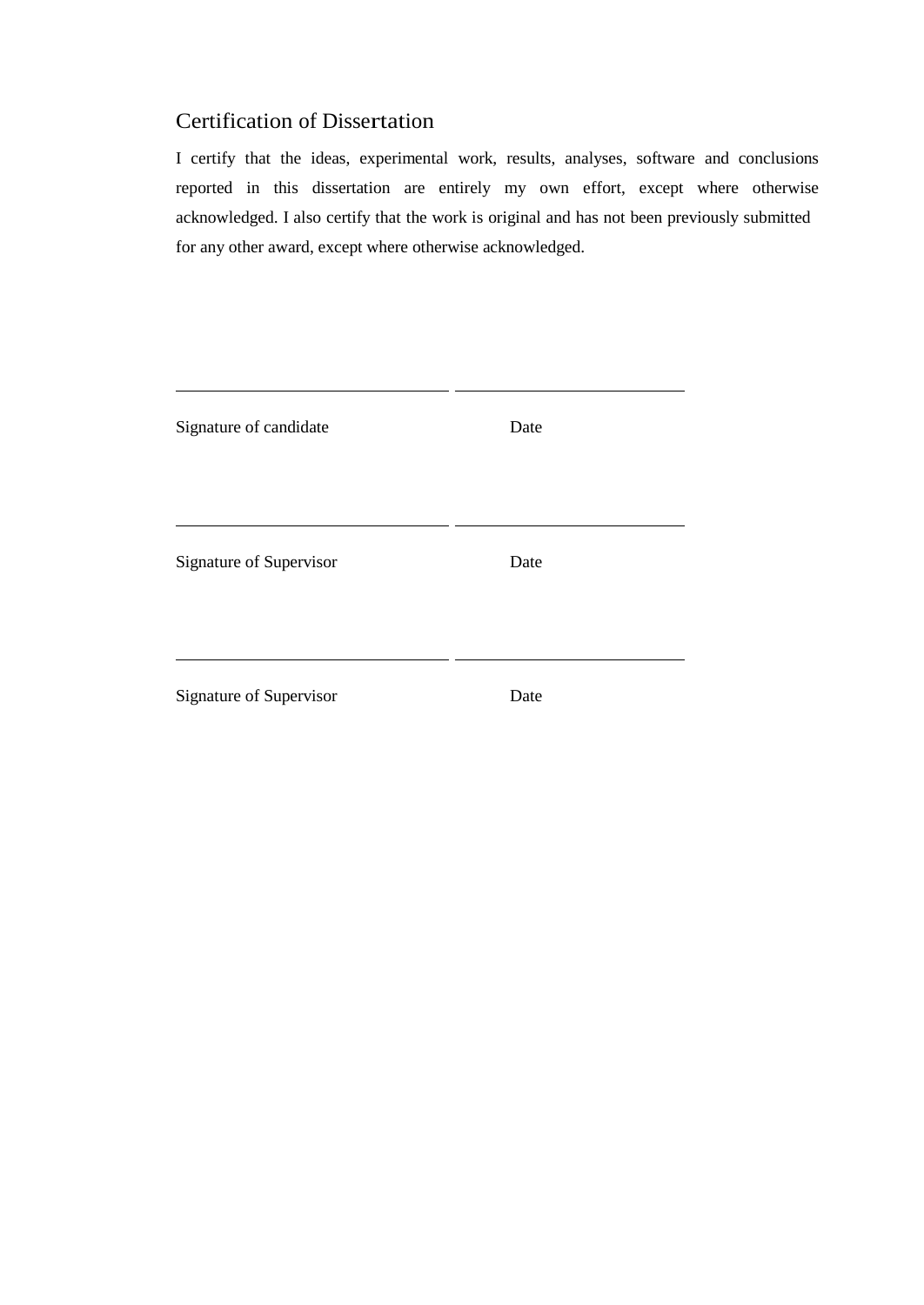## Certification of Dissertation

I certify that the ideas, experimental work, results, analyses, software and conclusions reported in this dissertation are entirely my own effort, except where otherwise acknowledged. I also certify that the work is original and has not been previously submitted for any other award, except where otherwise acknowledged.

| ______________________________ | ______________________________ |
|---|---|
| Signature of candidate | Date |

| ______________________________ | ______________________________ |
|---|---|
| Signature of Supervisor | Date |

| ______________________________ | ______________________________ |
|---|---|
| Signature of Supervisor | Date |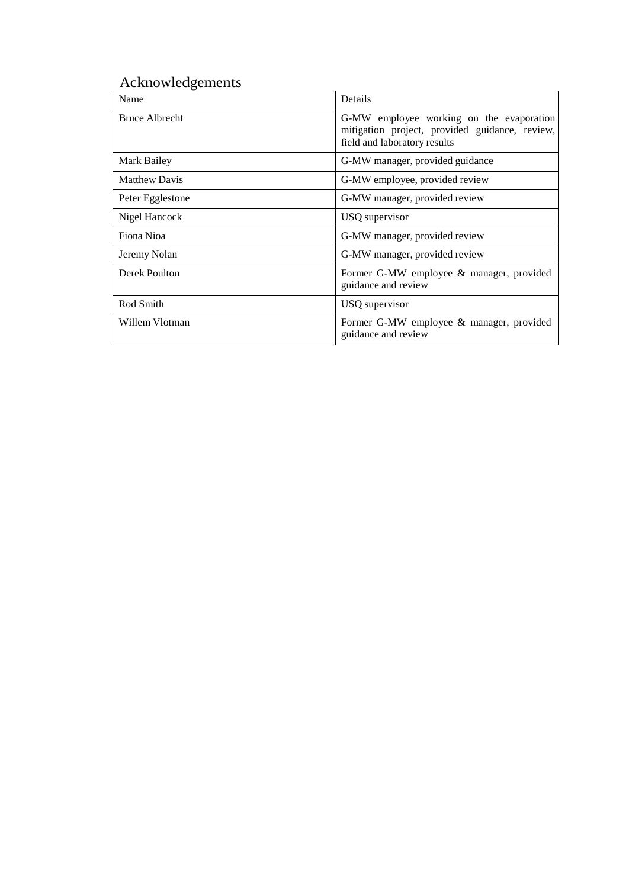# Acknowledgements

| Name | Details |
|---|---|
| Bruce Albrecht | G-MW employee working on the evaporation mitigation project, provided guidance, review, field and laboratory results |
| Mark Bailey | G-MW manager, provided guidance |
| Matthew Davis | G-MW employee, provided review |
| Peter Egglestone | G-MW manager, provided review |
| Nigel Hancock | USQ supervisor |
| Fiona Nioa | G-MW manager, provided review |
| Jeremy Nolan | G-MW manager, provided review |
| Derek Poulton | Former G-MW employee & manager, provided guidance and review |
| Rod Smith | USQ supervisor |
| Willem Vlotman | Former G-MW employee & manager, provided guidance and review |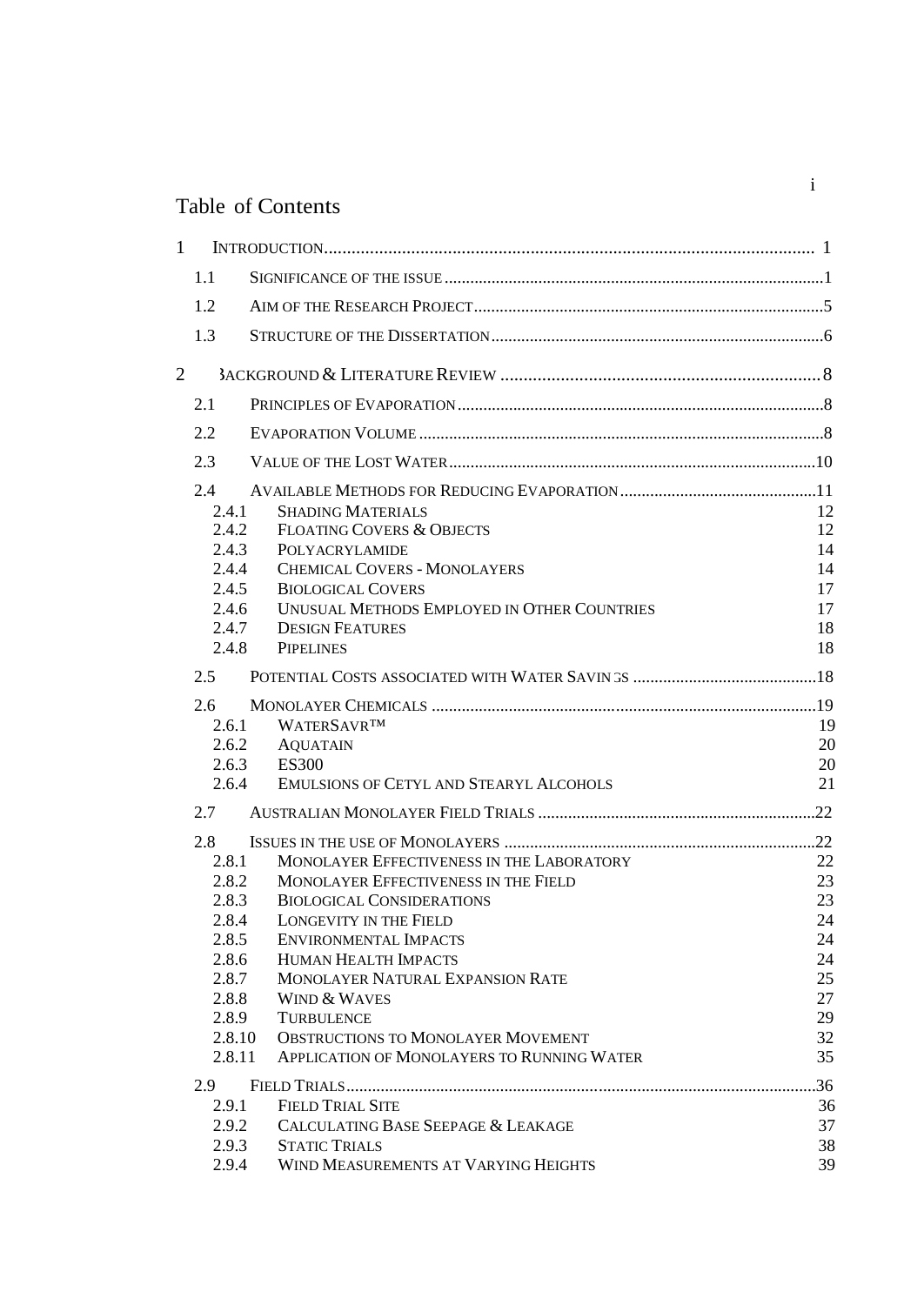# Table of Contents

1 INTRODUCTION ........................................................................................................ 1

1.1 SIGNIFICANCE OF THE ISSUE ........................................................................................ 1

1.2 AIM OF THE RESEARCH PROJECT ................................................................................. 5

1.3 STRUCTURE OF THE DISSERTATION ............................................................................ 6

2 BACKGROUND & LITERATURE REVIEW ................................................................... 8

2.1 PRINCIPLES OF EVAPORATION ..................................................................................... 8

2.2 EVAPORATION VOLUME ............................................................................................... 8

2.3 VALUE OF THE LOST WATER ...................................................................................... 10

2.4 AVAILABLE METHODS FOR REDUCING EVAPORATION ............................................... 11

2.4.1 SHADING MATERIALS 12

2.4.2 FLOATING COVERS & OBJECTS 12

2.4.3 POLYACRYLAMIDE 14

2.4.4 CHEMICAL COVERS - MONOLAYERS 14

2.4.5 BIOLOGICAL COVERS 17

2.4.6 UNUSUAL METHODS EMPLOYED IN OTHER COUNTRIES 17

2.4.7 DESIGN FEATURES 18

2.4.8 PIPELINES 18

2.5 POTENTIAL COSTS ASSOCIATED WITH WATER SAVINGS ............................................ 18

2.6 MONOLAYER CHEMICALS .......................................................................................... 19

2.6.1 WATERSAVR™ 19

2.6.2 AQUATAIN 20

2.6.3 ES300 20

2.6.4 EMULSIONS OF CETYL AND STEARYL ALCOHOLS 21

2.7 AUSTRALIAN MONOLAYER FIELD TRIALS ................................................................. 22

2.8 ISSUES IN THE USE OF MONOLAYERS ......................................................................... 22

2.8.1 MONOLAYER EFFECTIVENESS IN THE LABORATORY 22

2.8.2 MONOLAYER EFFECTIVENESS IN THE FIELD 23

2.8.3 BIOLOGICAL CONSIDERATIONS 23

2.8.4 LONGEVITY IN THE FIELD 24

2.8.5 ENVIRONMENTAL IMPACTS 24

2.8.6 HUMAN HEALTH IMPACTS 24

2.8.7 MONOLAYER NATURAL EXPANSION RATE 25

2.8.8 WIND & WAVES 27

2.8.9 TURBULENCE 29

2.8.10 OBSTRUCTIONS TO MONOLAYER MOVEMENT 32

2.8.11 APPLICATION OF MONOLAYERS TO RUNNING WATER 35

2.9 FIELD TRIALS ............................................................................................................. 36

2.9.1 FIELD TRIAL SITE 36

2.9.2 CALCULATING BASE SEEPAGE & LEAKAGE 37

2.9.3 STATIC TRIALS 38

2.9.4 WIND MEASUREMENTS AT VARYING HEIGHTS 39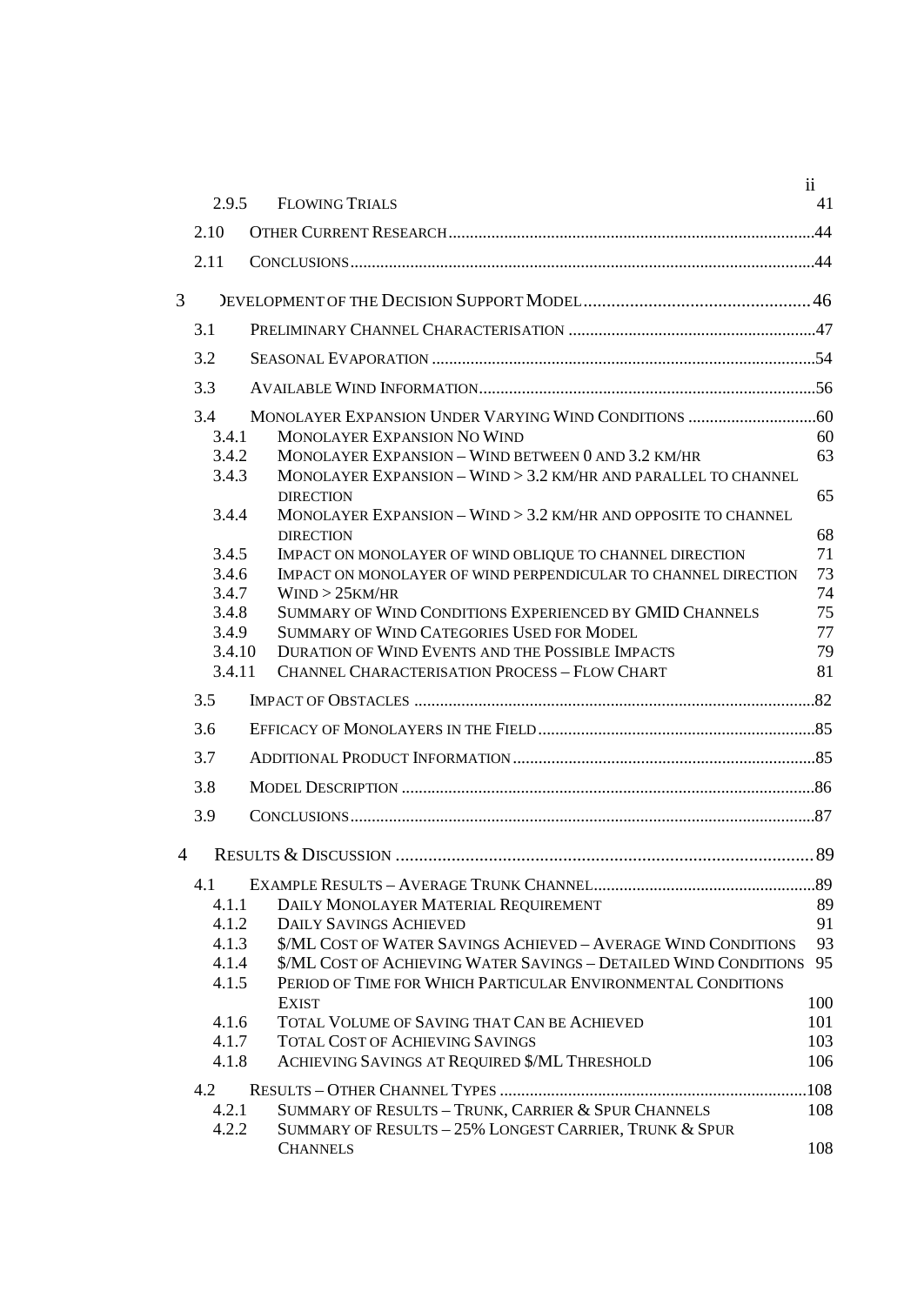| | | |
|---|---|---|
| 2.9.5 | FLOWING TRIALS | 41 |
| 2.10 | OTHER CURRENT RESEARCH | 44 |
| 2.11 | CONCLUSIONS | 44 |
| 3 | DEVELOPMENT OF THE DECISION SUPPORT MODEL | 46 |
| 3.1 | PRELIMINARY CHANNEL CHARACTERISATION | 47 |
| 3.2 | SEASONAL EVAPORATION | 54 |
| 3.3 | AVAILABLE WIND INFORMATION | 56 |
| 3.4 | MONOLAYER EXPANSION UNDER VARYING WIND CONDITIONS | 60 |
| 3.4.1 | MONOLAYER EXPANSION NO WIND | 60 |
| 3.4.2 | MONOLAYER EXPANSION – WIND BETWEEN 0 AND 3.2 KM/HR | 63 |
| 3.4.3 | MONOLAYER EXPANSION – WIND > 3.2 KM/HR AND PARALLEL TO CHANNEL DIRECTION | 65 |
| 3.4.4 | MONOLAYER EXPANSION – WIND > 3.2 KM/HR AND OPPOSITE TO CHANNEL DIRECTION | 68 |
| 3.4.5 | IMPACT ON MONOLAYER OF WIND OBLIQUE TO CHANNEL DIRECTION | 71 |
| 3.4.6 | IMPACT ON MONOLAYER OF WIND PERPENDICULAR TO CHANNEL DIRECTION | 73 |
| 3.4.7 | WIND > 25KM/HR | 74 |
| 3.4.8 | SUMMARY OF WIND CONDITIONS EXPERIENCED BY GMID CHANNELS | 75 |
| 3.4.9 | SUMMARY OF WIND CATEGORIES USED FOR MODEL | 77 |
| 3.4.10 | DURATION OF WIND EVENTS AND THE POSSIBLE IMPACTS | 79 |
| 3.4.11 | CHANNEL CHARACTERISATION PROCESS – FLOW CHART | 81 |
| 3.5 | IMPACT OF OBSTACLES | 82 |
| 3.6 | EFFICACY OF MONOLAYERS IN THE FIELD | 85 |
| 3.7 | ADDITIONAL PRODUCT INFORMATION | 85 |
| 3.8 | MODEL DESCRIPTION | 86 |
| 3.9 | CONCLUSIONS | 87 |
| 4 | RESULTS & DISCUSSION | 89 |
| 4.1 | EXAMPLE RESULTS – AVERAGE TRUNK CHANNEL | 89 |
| 4.1.1 | DAILY MONOLAYER MATERIAL REQUIREMENT | 89 |
| 4.1.2 | DAILY SAVINGS ACHIEVED | 91 |
| 4.1.3 | $/ML COST OF WATER SAVINGS ACHIEVED – AVERAGE WIND CONDITIONS | 93 |
| 4.1.4 | $/ML COST OF ACHIEVING WATER SAVINGS – DETAILED WIND CONDITIONS | 95 |
| 4.1.5 | PERIOD OF TIME FOR WHICH PARTICULAR ENVIRONMENTAL CONDITIONS EXIST | 100 |
| 4.1.6 | TOTAL VOLUME OF SAVING THAT CAN BE ACHIEVED | 101 |
| 4.1.7 | TOTAL COST OF ACHIEVING SAVINGS | 103 |
| 4.1.8 | ACHIEVING SAVINGS AT REQUIRED $/ML THRESHOLD | 106 |
| 4.2 | RESULTS – OTHER CHANNEL TYPES | 108 |
| 4.2.1 | SUMMARY OF RESULTS – TRUNK, CARRIER & SPUR CHANNELS | 108 |
| 4.2.2 | SUMMARY OF RESULTS – 25% LONGEST CARRIER, TRUNK & SPUR CHANNELS | 108 |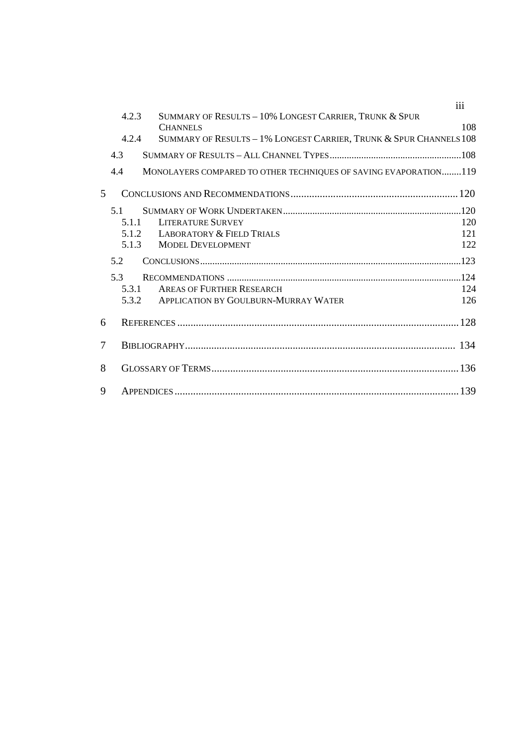4.2.3 SUMMARY OF RESULTS – 10% LONGEST CARRIER, TRUNK & SPUR CHANNELS 108

4.2.4 SUMMARY OF RESULTS – 1% LONGEST CARRIER, TRUNK & SPUR CHANNELS 108

4.3 SUMMARY OF RESULTS – ALL CHANNEL TYPES......108

4.4 MONOLAYERS COMPARED TO OTHER TECHNIQUES OF SAVING EVAPORATION........119

5 CONCLUSIONS AND RECOMMENDATIONS......120

5.1 SUMMARY OF WORK UNDERTAKEN......120

5.1.1 LITERATURE SURVEY 120

5.1.2 LABORATORY & FIELD TRIALS 121

5.1.3 MODEL DEVELOPMENT 122

5.2 CONCLUSIONS......123

5.3 RECOMMENDATIONS......124

5.3.1 AREAS OF FURTHER RESEARCH 124

5.3.2 APPLICATION BY GOULBURN-MURRAY WATER 126

6 REFERENCES......128

7 BIBLIOGRAPHY...... 134

8 GLOSSARY OF TERMS......136

9 APPENDICES......139